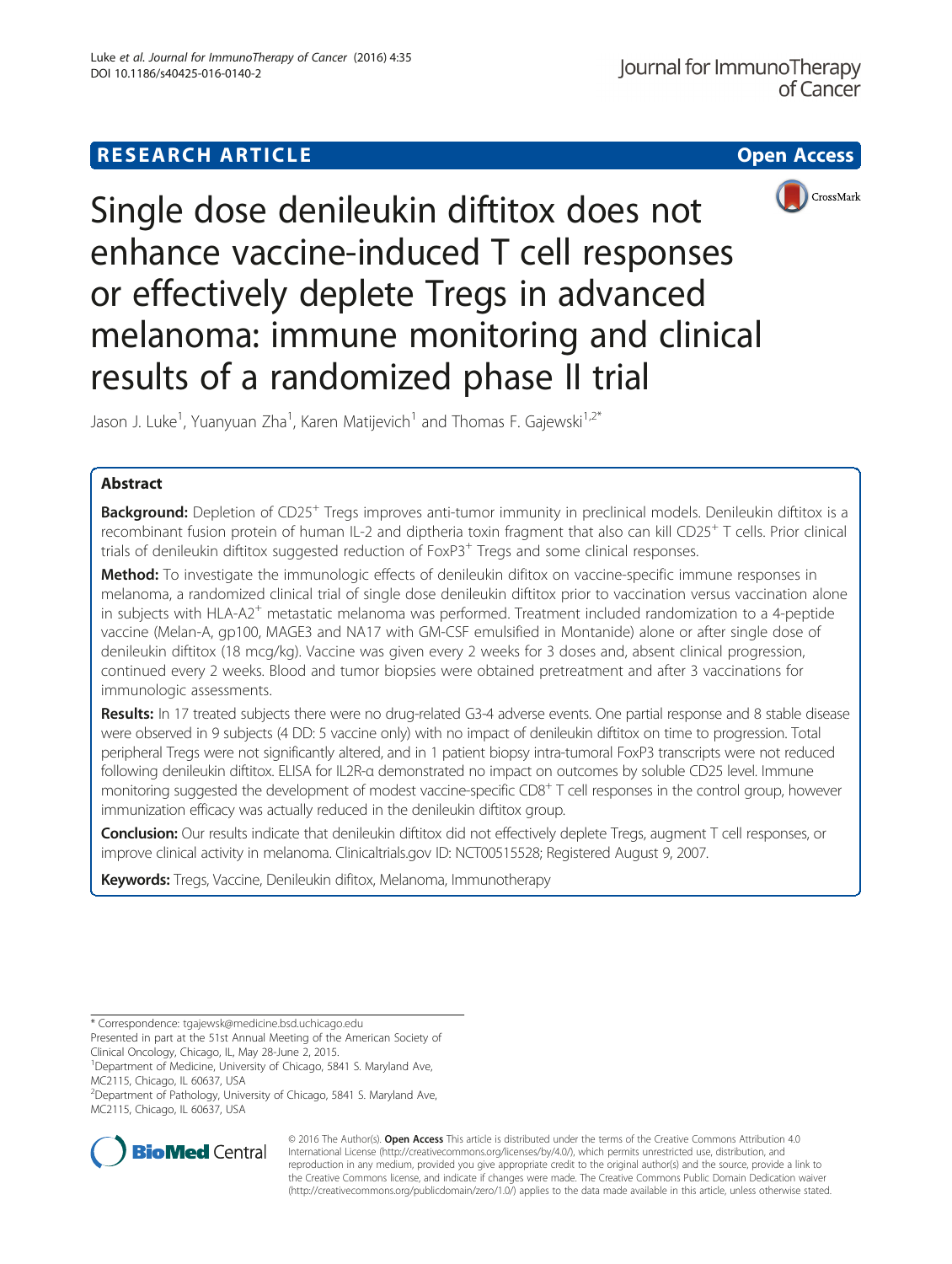RESEARCH ARTICLE

Open Access

# Single dose denileukin diftitox does not enhance vaccine-induced T cell responses or effectively deplete Tregs in advanced melanoma: immune monitoring and clinical results of a randomized phase II trial

Jason J. Luke[1], Yuanyuan Zha[1], Karen Matijevich[1] and Thomas F. Gajewski[1,2*]

## Abstract

**Background:** Depletion of CD25$^+$ Tregs improves anti-tumor immunity in preclinical models. Denileukin diftitox is a recombinant fusion protein of human IL-2 and diptheria toxin fragment that also can kill CD25$^+$ T cells. Prior clinical trials of denileukin diftitox suggested reduction of FoxP3$^+$ Tregs and some clinical responses.

**Method:** To investigate the immunologic effects of denileukin diftitox on vaccine-specific immune responses in melanoma, a randomized clinical trial of single dose denileukin diftitox prior to vaccination versus vaccination alone in subjects with HLA-A2$^+$ metastatic melanoma was performed. Treatment included randomization to a 4-peptide vaccine (Melan-A, gp100, MAGE3 and NA17 with GM-CSF emulsified in Montanide) alone or after single dose of denileukin diftitox (18 mcg/kg). Vaccine was given every 2 weeks for 3 doses and, absent clinical progression, continued every 2 weeks. Blood and tumor biopsies were obtained pretreatment and after 3 vaccinations for immunologic assessments.

**Results:** In 17 treated subjects there were no drug-related G3-4 adverse events. One partial response and 8 stable disease were observed in 9 subjects (4 DD: 5 vaccine only) with no impact of denileukin diftitox on time to progression. Total peripheral Tregs were not significantly altered, and in 1 patient biopsy intra-tumoral FoxP3 transcripts were not reduced following denileukin diftitox. ELISA for IL2R-α demonstrated no impact on outcomes by soluble CD25 level. Immune monitoring suggested the development of modest vaccine-specific CD8$^+$ T cell responses in the control group, however immunization efficacy was actually reduced in the denileukin diftitox group.

**Conclusion:** Our results indicate that denileukin diftitox did not effectively deplete Tregs, augment T cell responses, or improve clinical activity in melanoma. Clinicaltrials.gov ID: NCT00515528; Registered August 9, 2007.

**Keywords:** Tregs, Vaccine, Denileukin difitox, Melanoma, Immunotherapy

\* Correspondence: tgajewsk@medicine.bsd.uchicago.edu

Presented in part at the 51st Annual Meeting of the American Society of Clinical Oncology, Chicago, IL, May 28-June 2, 2015.

[1]Department of Medicine, University of Chicago, 5841 S. Maryland Ave, MC2115, Chicago, IL 60637, USA

[2]Department of Pathology, University of Chicago, 5841 S. Maryland Ave, MC2115, Chicago, IL 60637, USA

© 2016 The Author(s). **Open Access** This article is distributed under the terms of the Creative Commons Attribution 4.0 International License (http://creativecommons.org/licenses/by/4.0/), which permits unrestricted use, distribution, and reproduction in any medium, provided you give appropriate credit to the original author(s) and the source, provide a link to the Creative Commons license, and indicate if changes were made. The Creative Commons Public Domain Dedication waiver (http://creativecommons.org/publicdomain/zero/1.0/) applies to the data made available in this article, unless otherwise stated.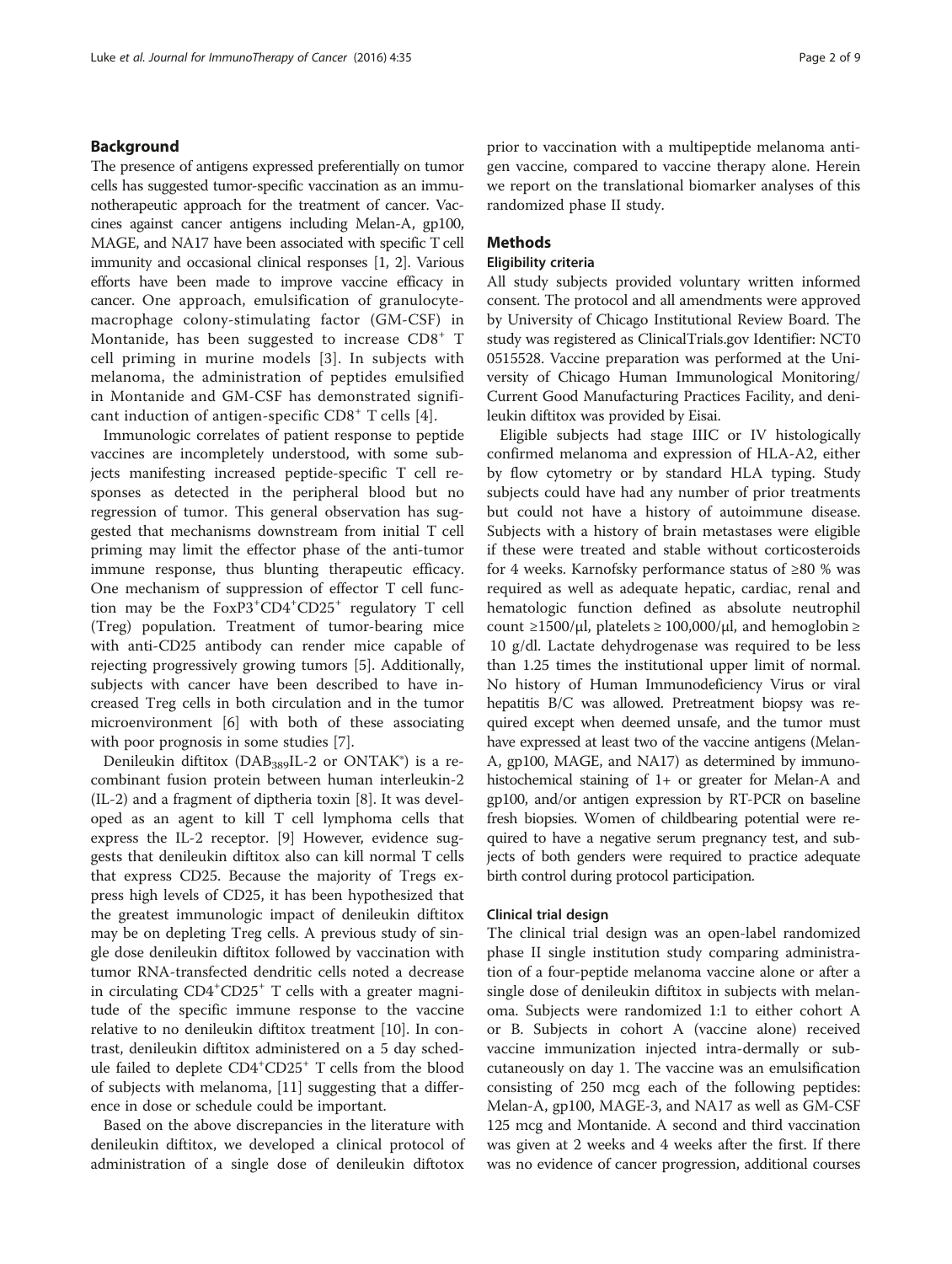## Background

The presence of antigens expressed preferentially on tumor cells has suggested tumor-specific vaccination as an immunotherapeutic approach for the treatment of cancer. Vaccines against cancer antigens including Melan-A, gp100, MAGE, and NA17 have been associated with specific T cell immunity and occasional clinical responses [1, 2]. Various efforts have been made to improve vaccine efficacy in cancer. One approach, emulsification of granulocyte-macrophage colony-stimulating factor (GM-CSF) in Montanide, has been suggested to increase $CD8^+$ T cell priming in murine models [3]. In subjects with melanoma, the administration of peptides emulsified in Montanide and GM-CSF has demonstrated significant induction of antigen-specific $CD8^+$ T cells [4].

Immunologic correlates of patient response to peptide vaccines are incompletely understood, with some subjects manifesting increased peptide-specific T cell responses as detected in the peripheral blood but no regression of tumor. This general observation has suggested that mechanisms downstream from initial T cell priming may limit the effector phase of the anti-tumor immune response, thus blunting therapeutic efficacy. One mechanism of suppression of effector T cell function may be the $FoxP3^+CD4^+CD25^+$ regulatory T cell (Treg) population. Treatment of tumor-bearing mice with anti-CD25 antibody can render mice capable of rejecting progressively growing tumors [5]. Additionally, subjects with cancer have been described to have increased Treg cells in both circulation and in the tumor microenvironment [6] with both of these associating with poor prognosis in some studies [7].

Denileukin diftitox ($DAB_{389}$IL-2 or ONTAK®) is a recombinant fusion protein between human interleukin-2 (IL-2) and a fragment of diptheria toxin [8]. It was developed as an agent to kill T cell lymphoma cells that express the IL-2 receptor. [9] However, evidence suggests that denileukin diftitox also can kill normal T cells that express CD25. Because the majority of Tregs express high levels of CD25, it has been hypothesized that the greatest immunologic impact of denileukin diftitox may be on depleting Treg cells. A previous study of single dose denileukin diftitox followed by vaccination with tumor RNA-transfected dendritic cells noted a decrease in circulating $CD4^+CD25^+$ T cells with a greater magnitude of the specific immune response to the vaccine relative to no denileukin diftitox treatment [10]. In contrast, denileukin diftitox administered on a 5 day schedule failed to deplete $CD4^+CD25^+$ T cells from the blood of subjects with melanoma, [11] suggesting that a difference in dose or schedule could be important.

Based on the above discrepancies in the literature with denileukin diftitox, we developed a clinical protocol of administration of a single dose of denileukin diftotox prior to vaccination with a multipeptide melanoma antigen vaccine, compared to vaccine therapy alone. Herein we report on the translational biomarker analyses of this randomized phase II study.

## Methods

### Eligibility criteria

All study subjects provided voluntary written informed consent. The protocol and all amendments were approved by University of Chicago Institutional Review Board. The study was registered as ClinicalTrials.gov Identifier: NCT00515528. Vaccine preparation was performed at the University of Chicago Human Immunological Monitoring/Current Good Manufacturing Practices Facility, and denileukin diftitox was provided by Eisai.

Eligible subjects had stage IIIC or IV histologically confirmed melanoma and expression of HLA-A2, either by flow cytometry or by standard HLA typing. Study subjects could have had any number of prior treatments but could not have a history of autoimmune disease. Subjects with a history of brain metastases were eligible if these were treated and stable without corticosteroids for 4 weeks. Karnofsky performance status of ≥80 % was required as well as adequate hepatic, cardiac, renal and hematologic function defined as absolute neutrophil count ≥1500/μl, platelets ≥ 100,000/μl, and hemoglobin ≥ 10 g/dl. Lactate dehydrogenase was required to be less than 1.25 times the institutional upper limit of normal. No history of Human Immunodeficiency Virus or viral hepatitis B/C was allowed. Pretreatment biopsy was required except when deemed unsafe, and the tumor must have expressed at least two of the vaccine antigens (Melan-A, gp100, MAGE, and NA17) as determined by immunohistochemical staining of 1+ or greater for Melan-A and gp100, and/or antigen expression by RT-PCR on baseline fresh biopsies. Women of childbearing potential were required to have a negative serum pregnancy test, and subjects of both genders were required to practice adequate birth control during protocol participation.

### Clinical trial design

The clinical trial design was an open-label randomized phase II single institution study comparing administration of a four-peptide melanoma vaccine alone or after a single dose of denileukin diftitox in subjects with melanoma. Subjects were randomized 1:1 to either cohort A or B. Subjects in cohort A (vaccine alone) received vaccine immunization injected intra-dermally or subcutaneously on day 1. The vaccine was an emulsification consisting of 250 mcg each of the following peptides: Melan-A, gp100, MAGE-3, and NA17 as well as GM-CSF 125 mcg and Montanide. A second and third vaccination was given at 2 weeks and 4 weeks after the first. If there was no evidence of cancer progression, additional courses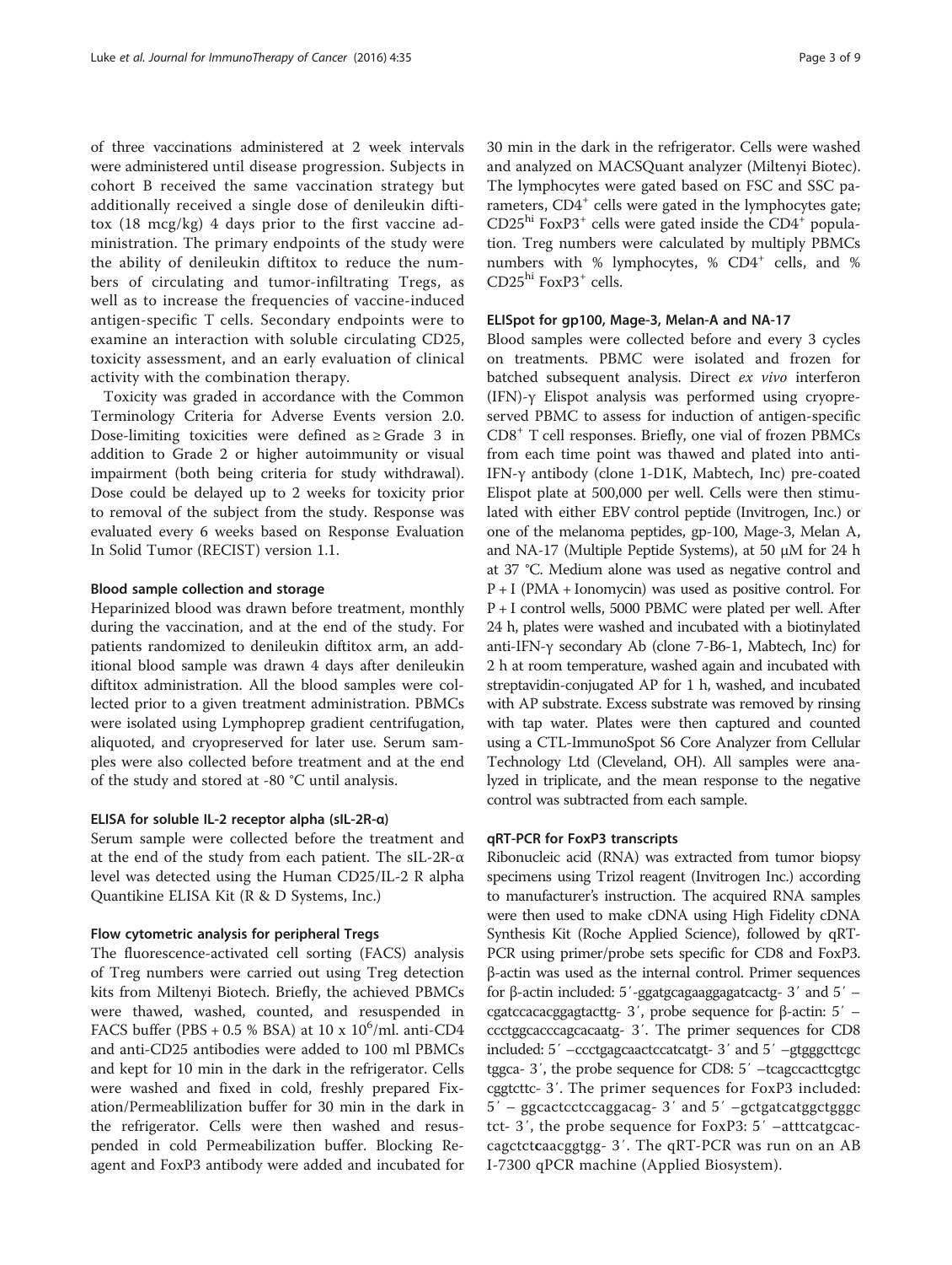of three vaccinations administered at 2 week intervals were administered until disease progression. Subjects in cohort B received the same vaccination strategy but additionally received a single dose of denileukin diftitox (18 mcg/kg) 4 days prior to the first vaccine administration. The primary endpoints of the study were the ability of denileukin diftitox to reduce the numbers of circulating and tumor-infiltrating Tregs, as well as to increase the frequencies of vaccine-induced antigen-specific T cells. Secondary endpoints were to examine an interaction with soluble circulating CD25, toxicity assessment, and an early evaluation of clinical activity with the combination therapy.

Toxicity was graded in accordance with the Common Terminology Criteria for Adverse Events version 2.0. Dose-limiting toxicities were defined as ≥ Grade 3 in addition to Grade 2 or higher autoimmunity or visual impairment (both being criteria for study withdrawal). Dose could be delayed up to 2 weeks for toxicity prior to removal of the subject from the study. Response was evaluated every 6 weeks based on Response Evaluation In Solid Tumor (RECIST) version 1.1.

#### Blood sample collection and storage

Heparinized blood was drawn before treatment, monthly during the vaccination, and at the end of the study. For patients randomized to denileukin diftitox arm, an additional blood sample was drawn 4 days after denileukin diftitox administration. All the blood samples were collected prior to a given treatment administration. PBMCs were isolated using Lymphoprep gradient centrifugation, aliquoted, and cryopreserved for later use. Serum samples were also collected before treatment and at the end of the study and stored at -80 °C until analysis.

#### ELISA for soluble IL-2 receptor alpha (sIL-2R-α)

Serum sample were collected before the treatment and at the end of the study from each patient. The sIL-2R-α level was detected using the Human CD25/IL-2 R alpha Quantikine ELISA Kit (R & D Systems, Inc.)

#### Flow cytometric analysis for peripheral Tregs

The fluorescence-activated cell sorting (FACS) analysis of Treg numbers were carried out using Treg detection kits from Miltenyi Biotech. Briefly, the achieved PBMCs were thawed, washed, counted, and resuspended in FACS buffer (PBS + 0.5 % BSA) at 10 x $10^6$/ml. anti-CD4 and anti-CD25 antibodies were added to 100 ml PBMCs and kept for 10 min in the dark in the refrigerator. Cells were washed and fixed in cold, freshly prepared Fixation/Permeablilization buffer for 30 min in the dark in the refrigerator. Cells were then washed and resuspended in cold Permeabilization buffer. Blocking Reagent and FoxP3 antibody were added and incubated for 30 min in the dark in the refrigerator. Cells were washed and analyzed on MACSQuant analyzer (Miltenyi Biotec). The lymphocytes were gated based on FSC and SSC parameters, $CD4^+$ cells were gated in the lymphocytes gate; $CD25^{hi}$ $FoxP3^+$ cells were gated inside the $CD4^+$ population. Treg numbers were calculated by multiply PBMCs numbers with % lymphocytes, % $CD4^+$ cells, and % $CD25^{hi}$ $FoxP3^+$ cells.

#### ELISpot for gp100, Mage-3, Melan-A and NA-17

Blood samples were collected before and every 3 cycles on treatments. PBMC were isolated and frozen for batched subsequent analysis. Direct *ex vivo* interferon (IFN)-γ Elispot analysis was performed using cryopreserved PBMC to assess for induction of antigen-specific $CD8^+$ T cell responses. Briefly, one vial of frozen PBMCs from each time point was thawed and plated into anti-IFN-γ antibody (clone 1-D1K, Mabtech, Inc) pre-coated Elispot plate at 500,000 per well. Cells were then stimulated with either EBV control peptide (Invitrogen, Inc.) or one of the melanoma peptides, gp-100, Mage-3, Melan A, and NA-17 (Multiple Peptide Systems), at 50 μM for 24 h at 37 °C. Medium alone was used as negative control and P + I (PMA + Ionomycin) was used as positive control. For P + I control wells, 5000 PBMC were plated per well. After 24 h, plates were washed and incubated with a biotinylated anti-IFN-γ secondary Ab (clone 7-B6-1, Mabtech, Inc) for 2 h at room temperature, washed again and incubated with streptavidin-conjugated AP for 1 h, washed, and incubated with AP substrate. Excess substrate was removed by rinsing with tap water. Plates were then captured and counted using a CTL-ImmunoSpot S6 Core Analyzer from Cellular Technology Ltd (Cleveland, OH). All samples were analyzed in triplicate, and the mean response to the negative control was subtracted from each sample.

#### qRT-PCR for FoxP3 transcripts

Ribonucleic acid (RNA) was extracted from tumor biopsy specimens using Trizol reagent (Invitrogen Inc.) according to manufacturer's instruction. The acquired RNA samples were then used to make cDNA using High Fidelity cDNA Synthesis Kit (Roche Applied Science), followed by qRT-PCR using primer/probe sets specific for CD8 and FoxP3. β-actin was used as the internal control. Primer sequences for β-actin included: 5′-ggatgcagaaggagatcactg- 3′ and 5′ –cgatccacacggagtacttg- 3′, probe sequence for β-actin: 5′ –ccctggcacccagcacaatg- 3′. The primer sequences for CD8 included: 5′ –ccctgagcaactccatcatgt- 3′ and 5′ –gtgggcttcgctggca- 3′, the probe sequence for CD8: 5′ –tcagccacttcgtgccggtcttc- 3′. The primer sequences for FoxP3 included: 5′ – ggcactcctccaggacag- 3′ and 5′ –gctgatcatggctgggctct- 3′, the probe sequence for FoxP3: 5′ –atttcatgcaccagctctcaacggtgg- 3′. The qRT-PCR was run on an AB I-7300 qPCR machine (Applied Biosystem).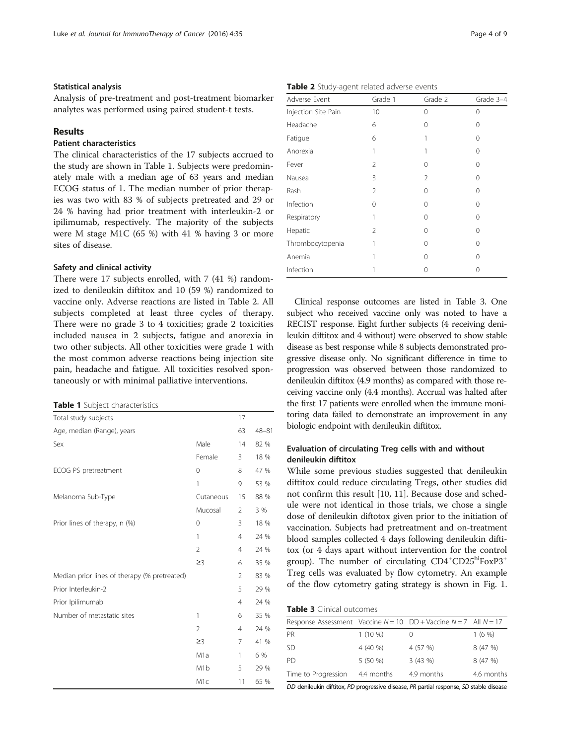### Statistical analysis

Analysis of pre-treatment and post-treatment biomarker analytes was performed using paired student-t tests.

## Results

### Patient characteristics

The clinical characteristics of the 17 subjects accrued to the study are shown in Table 1. Subjects were predominately male with a median age of 63 years and median ECOG status of 1. The median number of prior therapies was two with 83 % of subjects pretreated and 29 or 24 % having had prior treatment with interleukin-2 or ipilimumab, respectively. The majority of the subjects were M stage M1C (65 %) with 41 % having 3 or more sites of disease.

### Safety and clinical activity

There were 17 subjects enrolled, with 7 (41 %) randomized to denileukin diftitox and 10 (59 %) randomized to vaccine only. Adverse reactions are listed in Table 2. All subjects completed at least three cycles of therapy. There were no grade 3 to 4 toxicities; grade 2 toxicities included nausea in 2 subjects, fatigue and anorexia in two other subjects. All other toxicities were grade 1 with the most common adverse reactions being injection site pain, headache and fatigue. All toxicities resolved spontaneously or with minimal palliative interventions.

**Table 1** Subject characteristics

| | | | |
|---|---|---|---|
| Total study subjects | | 17 | |
| Age, median (Range), years | | 63 | 48–81 |
| Sex | Male | 14 | 82 % |
| | Female | 3 | 18 % |
| ECOG PS pretreatment | 0 | 8 | 47 % |
| | 1 | 9 | 53 % |
| Melanoma Sub-Type | Cutaneous | 15 | 88 % |
| | Mucosal | 2 | 3 % |
| Prior lines of therapy, n (%) | 0 | 3 | 18 % |
| | 1 | 4 | 24 % |
| | 2 | 4 | 24 % |
| | ≥3 | 6 | 35 % |
| Median prior lines of therapy (% pretreated) | | 2 | 83 % |
| Prior Interleukin-2 | | 5 | 29 % |
| Prior Ipilimumab | | 4 | 24 % |
| Number of metastatic sites | 1 | 6 | 35 % |
| | 2 | 4 | 24 % |
| | ≥3 | 7 | 41 % |
| | M1a | 1 | 6 % |
| | M1b | 5 | 29 % |
| | M1c | 11 | 65 % |

**Table 2** Study-agent related adverse events

| Adverse Event | Grade 1 | Grade 2 | Grade 3–4 |
|---|---|---|---|
| Injection Site Pain | 10 | 0 | 0 |
| Headache | 6 | 0 | 0 |
| Fatigue | 6 | 1 | 0 |
| Anorexia | 1 | 1 | 0 |
| Fever | 2 | 0 | 0 |
| Nausea | 3 | 2 | 0 |
| Rash | 2 | 0 | 0 |
| Infection | 0 | 0 | 0 |
| Respiratory | 1 | 0 | 0 |
| Hepatic | 2 | 0 | 0 |
| Thrombocytopenia | 1 | 0 | 0 |
| Anemia | 1 | 0 | 0 |
| Infection | 1 | 0 | 0 |

Clinical response outcomes are listed in Table 3. One subject who received vaccine only was noted to have a RECIST response. Eight further subjects (4 receiving denileukin diftitox and 4 without) were observed to show stable disease as best response while 8 subjects demonstrated progressive disease only. No significant difference in time to progression was observed between those randomized to denileukin diftitox (4.9 months) as compared with those receiving vaccine only (4.4 months). Accrual was halted after the first 17 patients were enrolled when the immune monitoring data failed to demonstrate an improvement in any biologic endpoint with denileukin diftitox.

### Evaluation of circulating Treg cells with and without denileukin diftitox

While some previous studies suggested that denileukin diftitox could reduce circulating Tregs, other studies did not confirm this result [10, 11]. Because dose and schedule were not identical in those trials, we chose a single dose of denileukin diftotox given prior to the initiation of vaccination. Subjects had pretreatment and on-treatment blood samples collected 4 days following denileukin diftitox (or 4 days apart without intervention for the control group). The number of circulating $CD4^{+}CD25^{hi}FoxP3^{+}$ Treg cells was evaluated by flow cytometry. An example of the flow cytometry gating strategy is shown in Fig. 1.

**Table 3** Clinical outcomes

| Response Assessment | Vaccine $N = 10$ | DD + Vaccine $N = 7$ | All $N = 17$ |
|---|---|---|---|
| PR | 1 (10 %) | 0 | 1 (6 %) |
| SD | 4 (40 %) | 4 (57 %) | 8 (47 %) |
| PD | 5 (50 %) | 3 (43 %) | 8 (47 %) |
| Time to Progression | 4.4 months | 4.9 months | 4.6 months |

*DD* denileukin diftitox, *PD* progressive disease, *PR* partial response, *SD* stable disease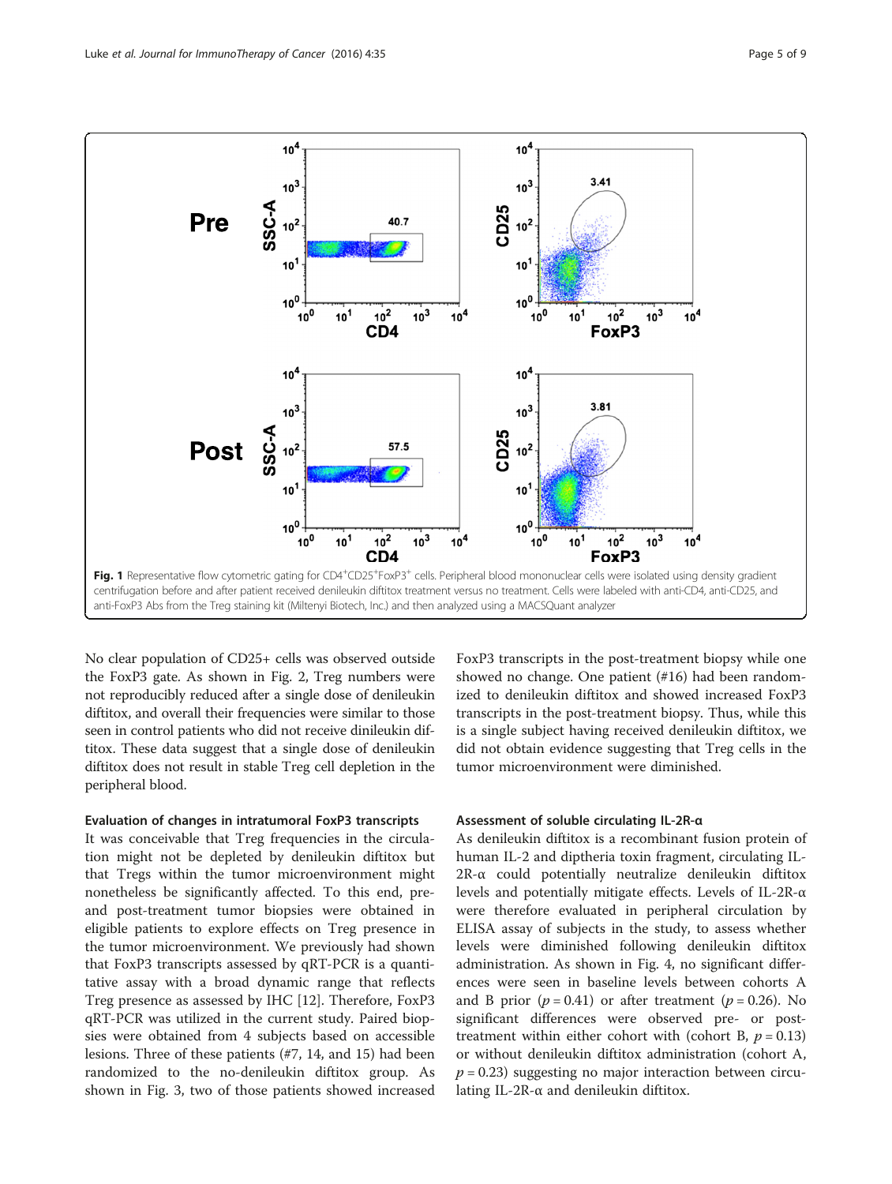Fig. 1 Representative flow cytometric gating for CD4$^{+}$CD25$^{+}$FoxP3$^{+}$ cells. Peripheral blood mononuclear cells were isolated using density gradient centrifugation before and after patient received denileukin diftitox treatment versus no treatment. Cells were labeled with anti-CD4, anti-CD25, and anti-FoxP3 Abs from the Treg staining kit (Miltenyi Biotech, Inc.) and then analyzed using a MACSQuant analyzer

No clear population of CD25+ cells was observed outside the FoxP3 gate. As shown in Fig. 2, Treg numbers were not reproducibly reduced after a single dose of denileukin diftitox, and overall their frequencies were similar to those seen in control patients who did not receive dinileukin diftitox. These data suggest that a single dose of denileukin diftitox does not result in stable Treg cell depletion in the peripheral blood.

### Evaluation of changes in intratumoral FoxP3 transcripts

It was conceivable that Treg frequencies in the circulation might not be depleted by denileukin diftitox but that Tregs within the tumor microenvironment might nonetheless be significantly affected. To this end, pre- and post-treatment tumor biopsies were obtained in eligible patients to explore effects on Treg presence in the tumor microenvironment. We previously had shown that FoxP3 transcripts assessed by qRT-PCR is a quantitative assay with a broad dynamic range that reflects Treg presence as assessed by IHC [12]. Therefore, FoxP3 qRT-PCR was utilized in the current study. Paired biopsies were obtained from 4 subjects based on accessible lesions. Three of these patients (#7, 14, and 15) had been randomized to the no-denileukin diftitox group. As shown in Fig. 3, two of those patients showed increased FoxP3 transcripts in the post-treatment biopsy while one showed no change. One patient (#16) had been randomized to denileukin diftitox and showed increased FoxP3 transcripts in the post-treatment biopsy. Thus, while this is a single subject having received denileukin diftitox, we did not obtain evidence suggesting that Treg cells in the tumor microenvironment were diminished.

### Assessment of soluble circulating IL-2R-α

As denileukin diftitox is a recombinant fusion protein of human IL-2 and diptheria toxin fragment, circulating IL-2R-α could potentially neutralize denileukin diftitox levels and potentially mitigate effects. Levels of IL-2R-α were therefore evaluated in peripheral circulation by ELISA assay of subjects in the study, to assess whether levels were diminished following denileukin diftitox administration. As shown in Fig. 4, no significant differences were seen in baseline levels between cohorts A and B prior ($p = 0.41$) or after treatment ($p = 0.26$). No significant differences were observed pre- or post-treatment within either cohort with (cohort B, $p = 0.13$) or without denileukin diftitox administration (cohort A, $p = 0.23$) suggesting no major interaction between circulating IL-2R-α and denileukin diftitox.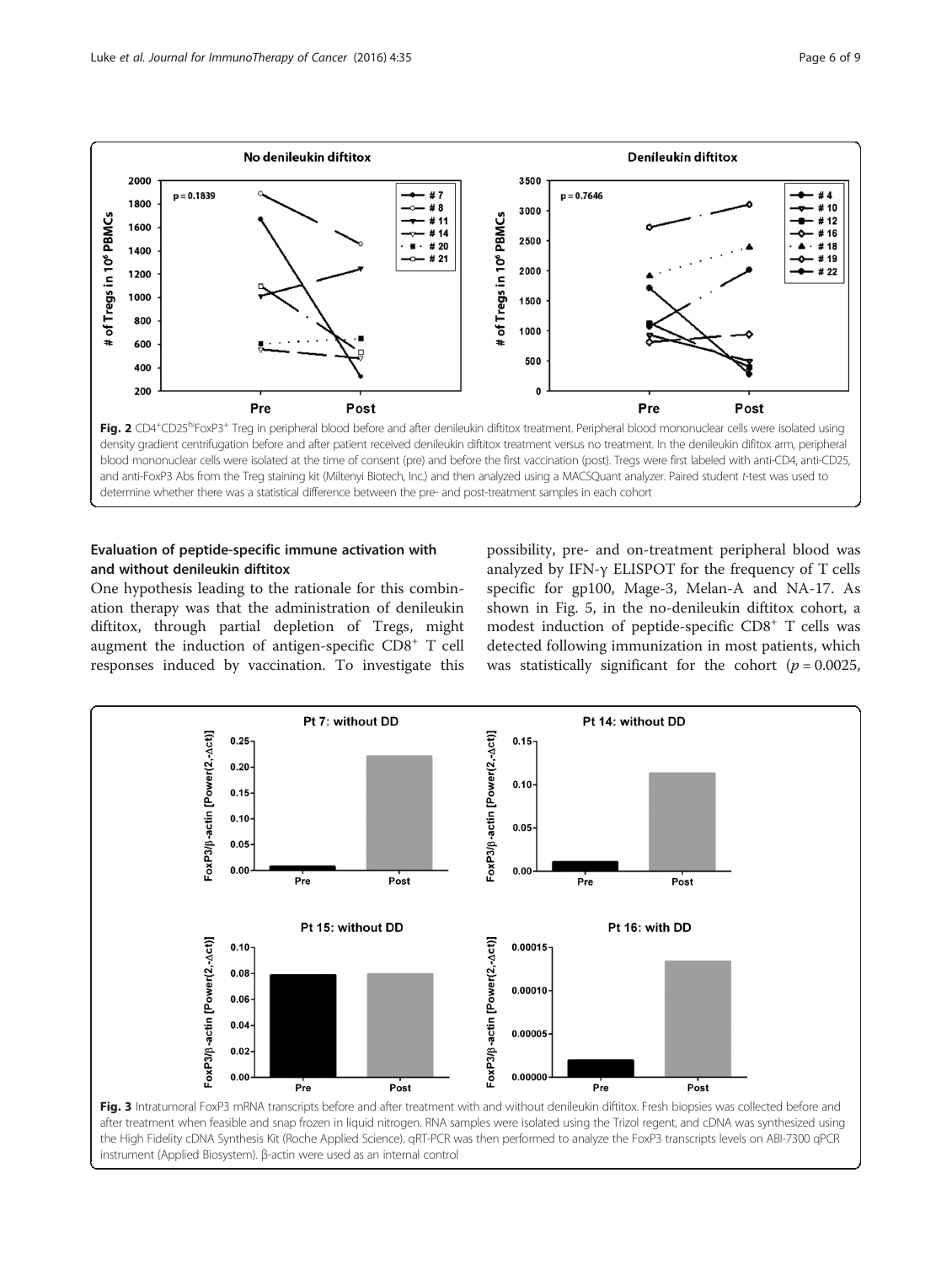**Fig. 2** $CD4^+CD25^{hi}FoxP3^+$ Treg in peripheral blood before and after denileukin diftitox treatment. Peripheral blood mononuclear cells were isolated using density gradient centrifugation before and after patient received denileukin diftitox treatment versus no treatment. In the denileukin difitox arm, peripheral blood mononuclear cells were isolated at the time of consent (pre) and before the first vaccination (post). Tregs were first labeled with anti-CD4, anti-CD25, and anti-FoxP3 Abs from the Treg staining kit (Miltenyi Biotech, Inc.) and then analyzed using a MACSQuant analyzer. Paired student *t*-test was used to determine whether there was a statistical difference between the pre- and post-treatment samples in each cohort

### Evaluation of peptide-specific immune activation with and without denileukin diftitox

One hypothesis leading to the rationale for this combination therapy was that the administration of denileukin diftitox, through partial depletion of Tregs, might augment the induction of antigen-specific $CD8^+$ T cell responses induced by vaccination. To investigate this possibility, pre- and on-treatment peripheral blood was analyzed by IFN-γ ELISPOT for the frequency of T cells specific for gp100, Mage-3, Melan-A and NA-17. As shown in Fig. 5, in the no-denileukin diftitox cohort, a modest induction of peptide-specific $CD8^+$ T cells was detected following immunization in most patients, which was statistically significant for the cohort ($p = 0.0025$,

**Fig. 3** Intratumoral FoxP3 mRNA transcripts before and after treatment with and without denileukin diftitox. Fresh biopsies was collected before and after treatment when feasible and snap frozen in liquid nitrogen. RNA samples were isolated using the Trizol regent, and cDNA was synthesized using the High Fidelity cDNA Synthesis Kit (Roche Applied Science). qRT-PCR was then performed to analyze the FoxP3 transcripts levels on ABI-7300 qPCR instrument (Applied Biosystem). β-actin were used as an internal control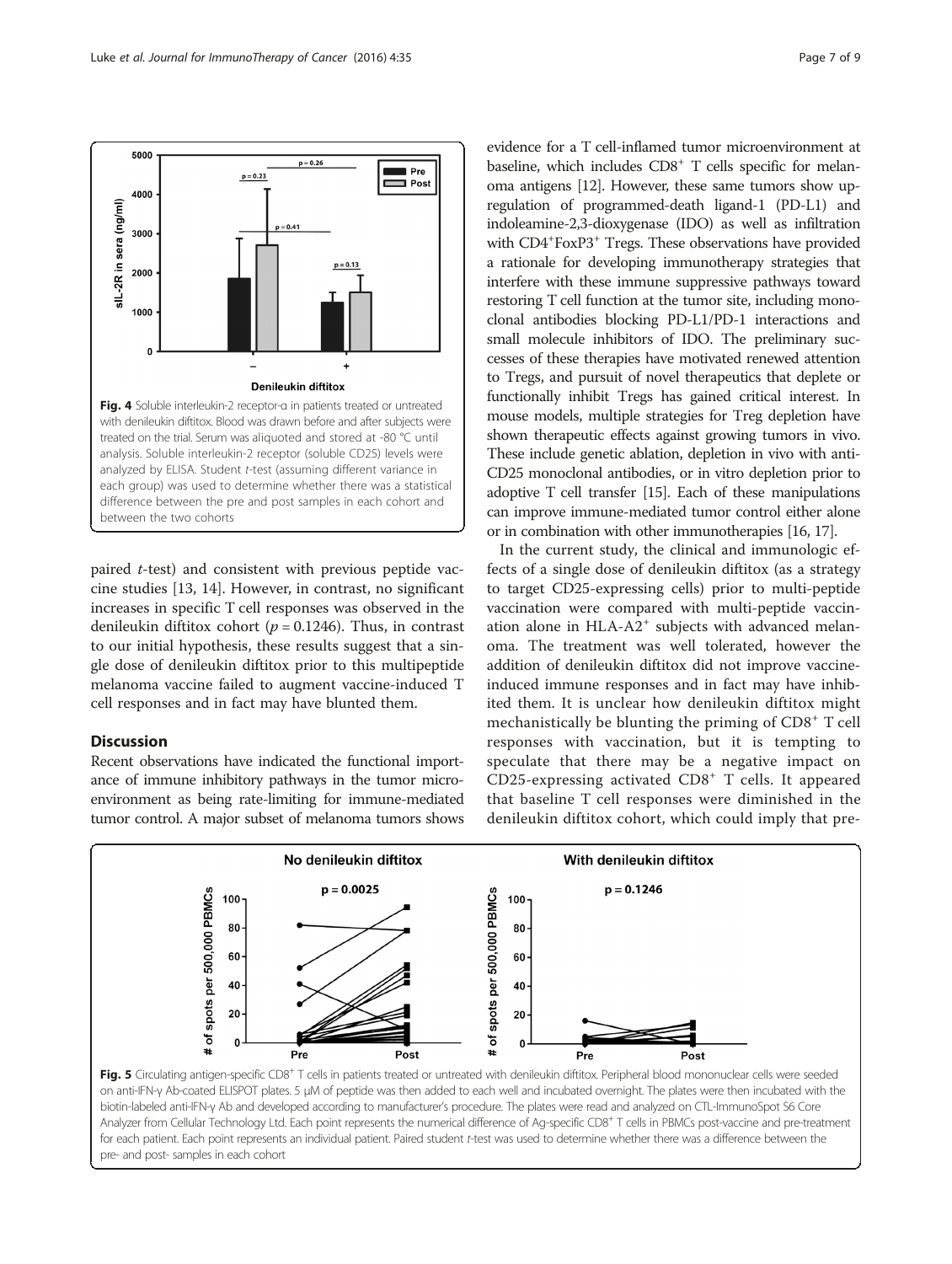Fig. 4 Soluble interleukin-2 receptor-α in patients treated or untreated with denileukin diftitox. Blood was drawn before and after subjects were treated on the trial. Serum was aliquoted and stored at -80 °C until analysis. Soluble interleukin-2 receptor (soluble CD25) levels were analyzed by ELISA. Student *t*-test (assuming different variance in each group) was used to determine whether there was a statistical difference between the pre and post samples in each cohort and between the two cohorts

paired *t*-test) and consistent with previous peptide vaccine studies [13, 14]. However, in contrast, no significant increases in specific T cell responses was observed in the denileukin diftitox cohort ($p = 0.1246$). Thus, in contrast to our initial hypothesis, these results suggest that a single dose of denileukin diftitox prior to this multipeptide melanoma vaccine failed to augment vaccine-induced T cell responses and in fact may have blunted them.

## Discussion

Recent observations have indicated the functional importance of immune inhibitory pathways in the tumor microenvironment as being rate-limiting for immune-mediated tumor control. A major subset of melanoma tumors shows evidence for a T cell-inflamed tumor microenvironment at baseline, which includes $CD8^+$ T cells specific for melanoma antigens [12]. However, these same tumors show upregulation of programmed-death ligand-1 (PD-L1) and indoleamine-2,3-dioxygenase (IDO) as well as infiltration with $CD4^+FoxP3^+$ Tregs. These observations have provided a rationale for developing immunotherapy strategies that interfere with these immune suppressive pathways toward restoring T cell function at the tumor site, including monoclonal antibodies blocking PD-L1/PD-1 interactions and small molecule inhibitors of IDO. The preliminary successes of these therapies have motivated renewed attention to Tregs, and pursuit of novel therapeutics that deplete or functionally inhibit Tregs has gained critical interest. In mouse models, multiple strategies for Treg depletion have shown therapeutic effects against growing tumors in vivo. These include genetic ablation, depletion in vivo with anti-CD25 monoclonal antibodies, or in vitro depletion prior to adoptive T cell transfer [15]. Each of these manipulations can improve immune-mediated tumor control either alone or in combination with other immunotherapies [16, 17].

In the current study, the clinical and immunologic effects of a single dose of denileukin diftitox (as a strategy to target CD25-expressing cells) prior to multi-peptide vaccination were compared with multi-peptide vaccination alone in HLA-$A2^+$ subjects with advanced melanoma. The treatment was well tolerated, however the addition of denileukin diftitox did not improve vaccine-induced immune responses and in fact may have inhibited them. It is unclear how denileukin diftitox might mechanistically be blunting the priming of $CD8^+$ T cell responses with vaccination, but it is tempting to speculate that there may be a negative impact on CD25-expressing activated $CD8^+$ T cells. It appeared that baseline T cell responses were diminished in the denileukin diftitox cohort, which could imply that pre-

Fig. 5 Circulating antigen-specific $CD8^+$ T cells in patients treated or untreated with denileukin diftitox. Peripheral blood mononuclear cells were seeded on anti-IFN-γ Ab-coated ELISPOT plates. 5 μM of peptide was then added to each well and incubated overnight. The plates were then incubated with the biotin-labeled anti-IFN-γ Ab and developed according to manufacturer's procedure. The plates were read and analyzed on CTL-ImmunoSpot S6 Core Analyzer from Cellular Technology Ltd. Each point represents the numerical difference of Ag-specific $CD8^+$ T cells in PBMCs post-vaccine and pre-treatment for each patient. Each point represents an individual patient. Paired student *t*-test was used to determine whether there was a difference between the pre- and post- samples in each cohort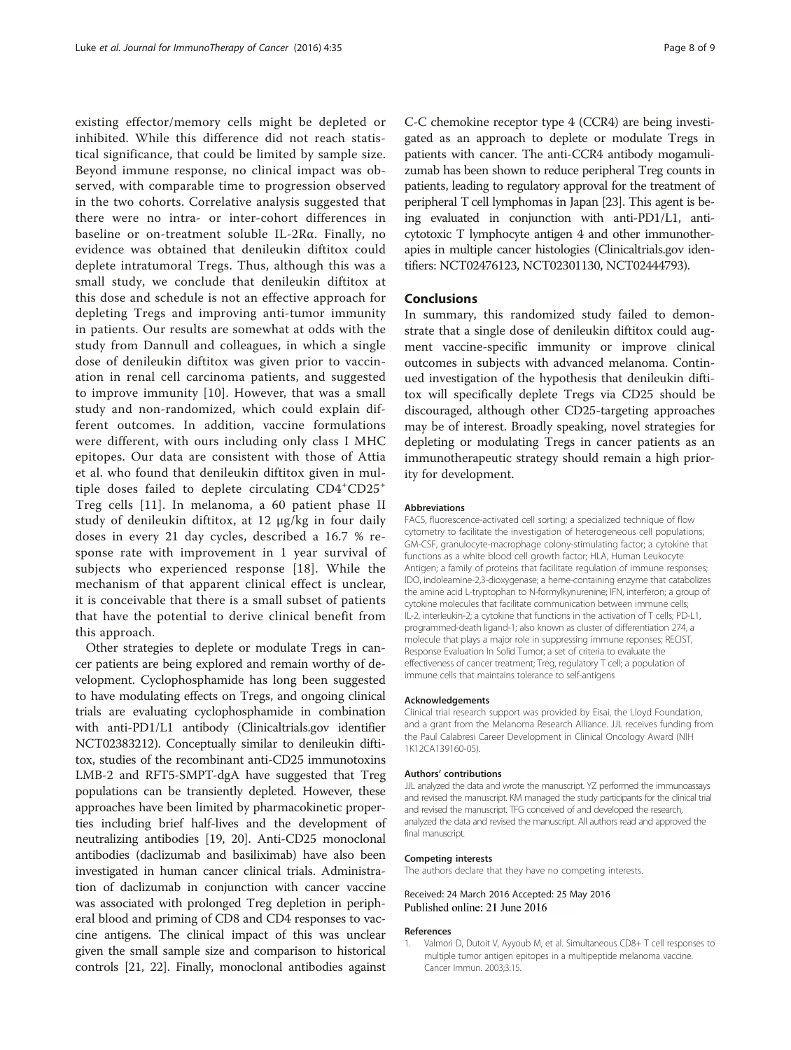existing effector/memory cells might be depleted or inhibited. While this difference did not reach statistical significance, that could be limited by sample size. Beyond immune response, no clinical impact was observed, with comparable time to progression observed in the two cohorts. Correlative analysis suggested that there were no intra- or inter-cohort differences in baseline or on-treatment soluble IL-2Rα. Finally, no evidence was obtained that denileukin diftitox could deplete intratumoral Tregs. Thus, although this was a small study, we conclude that denileukin diftitox at this dose and schedule is not an effective approach for depleting Tregs and improving anti-tumor immunity in patients. Our results are somewhat at odds with the study from Dannull and colleagues, in which a single dose of denileukin diftitox was given prior to vaccination in renal cell carcinoma patients, and suggested to improve immunity [10]. However, that was a small study and non-randomized, which could explain different outcomes. In addition, vaccine formulations were different, with ours including only class I MHC epitopes. Our data are consistent with those of Attia et al. who found that denileukin diftitox given in multiple doses failed to deplete circulating $CD4^{+}CD25^{+}$ Treg cells [11]. In melanoma, a 60 patient phase II study of denileukin diftitox, at 12 μg/kg in four daily doses in every 21 day cycles, described a 16.7 % response rate with improvement in 1 year survival of subjects who experienced response [18]. While the mechanism of that apparent clinical effect is unclear, it is conceivable that there is a small subset of patients that have the potential to derive clinical benefit from this approach.

Other strategies to deplete or modulate Tregs in cancer patients are being explored and remain worthy of development. Cyclophosphamide has long been suggested to have modulating effects on Tregs, and ongoing clinical trials are evaluating cyclophosphamide in combination with anti-PD1/L1 antibody (Clinicaltrials.gov identifier NCT02383212). Conceptually similar to denileukin diftitox, studies of the recombinant anti-CD25 immunotoxins LMB-2 and RFT5-SMPT-dgA have suggested that Treg populations can be transiently depleted. However, these approaches have been limited by pharmacokinetic properties including brief half-lives and the development of neutralizing antibodies [19, 20]. Anti-CD25 monoclonal antibodies (daclizumab and basiliximab) have also been investigated in human cancer clinical trials. Administration of daclizumab in conjunction with cancer vaccine was associated with prolonged Treg depletion in peripheral blood and priming of CD8 and CD4 responses to vaccine antigens. The clinical impact of this was unclear given the small sample size and comparison to historical controls [21, 22]. Finally, monoclonal antibodies against C-C chemokine receptor type 4 (CCR4) are being investigated as an approach to deplete or modulate Tregs in patients with cancer. The anti-CCR4 antibody mogamulizumab has been shown to reduce peripheral Treg counts in patients, leading to regulatory approval for the treatment of peripheral T cell lymphomas in Japan [23]. This agent is being evaluated in conjunction with anti-PD1/L1, anti-cytotoxic T lymphocyte antigen 4 and other immunotherapies in multiple cancer histologies (Clinicaltrials.gov identifiers: NCT02476123, NCT02301130, NCT02444793).

## Conclusions

In summary, this randomized study failed to demonstrate that a single dose of denileukin diftitox could augment vaccine-specific immunity or improve clinical outcomes in subjects with advanced melanoma. Continued investigation of the hypothesis that denileukin diftitox will specifically deplete Tregs via CD25 should be discouraged, although other CD25-targeting approaches may be of interest. Broadly speaking, novel strategies for depleting or modulating Tregs in cancer patients as an immunotherapeutic strategy should remain a high priority for development.

#### Abbreviations

FACS, fluorescence-activated cell sorting; a specialized technique of flow cytometry to facilitate the investigation of heterogeneous cell populations; GM-CSF, granulocyte-macrophage colony-stimulating factor; a cytokine that functions as a white blood cell growth factor; HLA, Human Leukocyte Antigen; a family of proteins that facilitate regulation of immune responses; IDO, indoleamine-2,3-dioxygenase; a heme-containing enzyme that catabolizes the amine acid L-tryptophan to N-formylkynurenine; IFN, interferon; a group of cytokine molecules that facilitate communication between immune cells; IL-2, interleukin-2; a cytokine that functions in the activation of T cells; PD-L1, programmed-death ligand-1; also known as cluster of differentiation 274, a molecule that plays a major role in suppressing immune reponses; RECIST, Response Evaluation In Solid Tumor; a set of criteria to evaluate the effectiveness of cancer treatment; Treg, regulatory T cell; a population of immune cells that maintains tolerance to self-antigens

#### Acknowledgements

Clinical trial research support was provided by Eisai, the Lloyd Foundation, and a grant from the Melanoma Research Alliance. JJL receives funding from the Paul Calabresi Career Development in Clinical Oncology Award (NIH 1K12CA139160-05).

#### Authors' contributions

JJL analyzed the data and wrote the manuscript. YZ performed the immunoassays and revised the manuscript. KM managed the study participants for the clinical trial and revised the manuscript. TFG conceived of and developed the research, analyzed the data and revised the manuscript. All authors read and approved the final manuscript.

#### Competing interests

The authors declare that they have no competing interests.

Received: 24 March 2016 Accepted: 25 May 2016
Published online: 21 June 2016

#### References

1. Valmori D, Dutoit V, Ayyoub M, et al. Simultaneous CD8+ T cell responses to multiple tumor antigen epitopes in a multipeptide melanoma vaccine. Cancer Immun. 2003;3:15.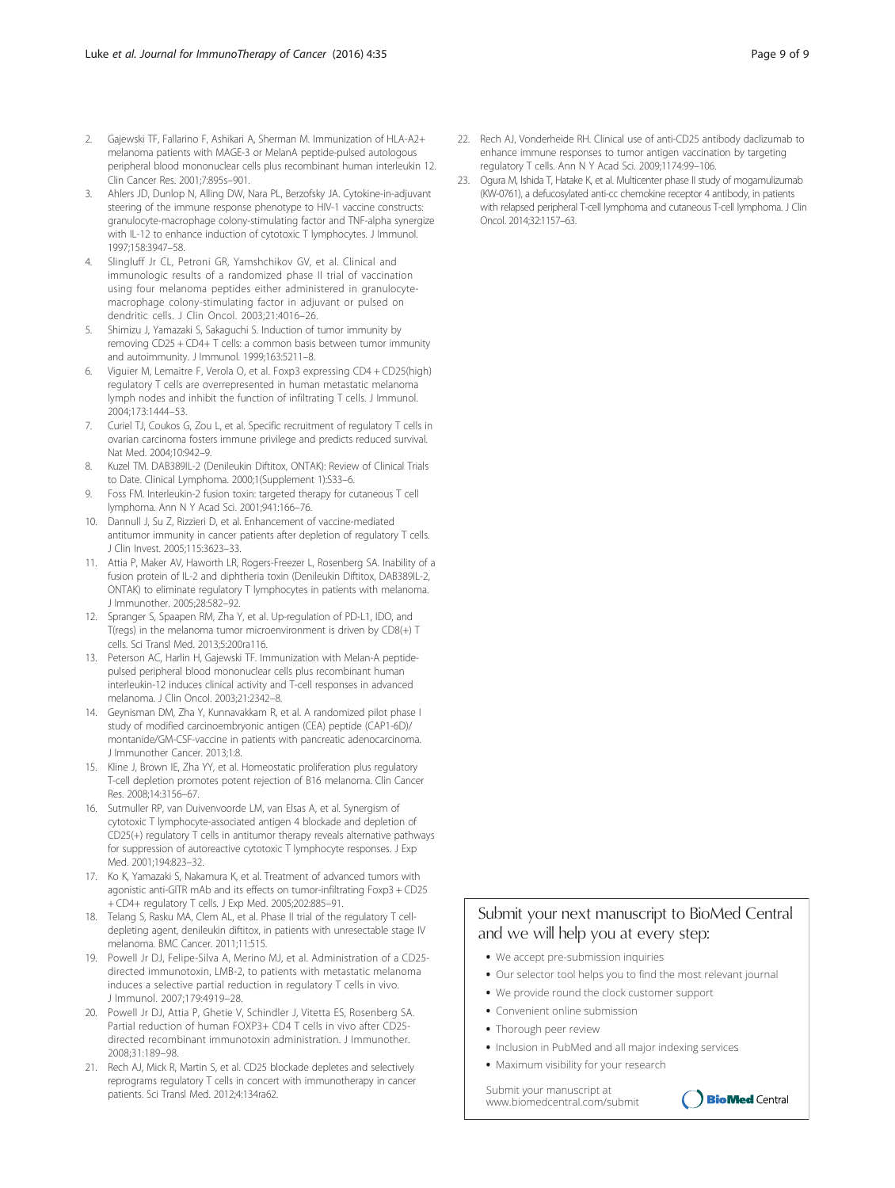2. Gajewski TF, Fallarino F, Ashikari A, Sherman M. Immunization of HLA-A2+ melanoma patients with MAGE-3 or MelanA peptide-pulsed autologous peripheral blood mononuclear cells plus recombinant human interleukin 12. Clin Cancer Res. 2001;7:895s–901.
3. Ahlers JD, Dunlop N, Alling DW, Nara PL, Berzofsky JA. Cytokine-in-adjuvant steering of the immune response phenotype to HIV-1 vaccine constructs: granulocyte-macrophage colony-stimulating factor and TNF-alpha synergize with IL-12 to enhance induction of cytotoxic T lymphocytes. J Immunol. 1997;158:3947–58.
4. Slingluff Jr CL, Petroni GR, Yamshchikov GV, et al. Clinical and immunologic results of a randomized phase II trial of vaccination using four melanoma peptides either administered in granulocyte-macrophage colony-stimulating factor in adjuvant or pulsed on dendritic cells. J Clin Oncol. 2003;21:4016–26.
5. Shimizu J, Yamazaki S, Sakaguchi S. Induction of tumor immunity by removing CD25 + CD4+ T cells: a common basis between tumor immunity and autoimmunity. J Immunol. 1999;163:5211–8.
6. Viguier M, Lemaitre F, Verola O, et al. Foxp3 expressing CD4 + CD25(high) regulatory T cells are overrepresented in human metastatic melanoma lymph nodes and inhibit the function of infiltrating T cells. J Immunol. 2004;173:1444–53.
7. Curiel TJ, Coukos G, Zou L, et al. Specific recruitment of regulatory T cells in ovarian carcinoma fosters immune privilege and predicts reduced survival. Nat Med. 2004;10:942–9.
8. Kuzel TM. DAB389IL-2 (Denileukin Diftitox, ONTAK): Review of Clinical Trials to Date. Clinical Lymphoma. 2000;1(Supplement 1):S33–6.
9. Foss FM. Interleukin-2 fusion toxin: targeted therapy for cutaneous T cell lymphoma. Ann N Y Acad Sci. 2001;941:166–76.
10. Dannull J, Su Z, Rizzieri D, et al. Enhancement of vaccine-mediated antitumor immunity in cancer patients after depletion of regulatory T cells. J Clin Invest. 2005;115:3623–33.
11. Attia P, Maker AV, Haworth LR, Rogers-Freezer L, Rosenberg SA. Inability of a fusion protein of IL-2 and diphtheria toxin (Denileukin Diftitox, DAB389IL-2, ONTAK) to eliminate regulatory T lymphocytes in patients with melanoma. J Immunother. 2005;28:582–92.
12. Spranger S, Spaapen RM, Zha Y, et al. Up-regulation of PD-L1, IDO, and T(regs) in the melanoma tumor microenvironment is driven by CD8(+) T cells. Sci Transl Med. 2013;5:200ra116.
13. Peterson AC, Harlin H, Gajewski TF. Immunization with Melan-A peptide-pulsed peripheral blood mononuclear cells plus recombinant human interleukin-12 induces clinical activity and T-cell responses in advanced melanoma. J Clin Oncol. 2003;21:2342–8.
14. Geynisman DM, Zha Y, Kunnavakkam R, et al. A randomized pilot phase I study of modified carcinoembryonic antigen (CEA) peptide (CAP1-6D)/ montanide/GM-CSF-vaccine in patients with pancreatic adenocarcinoma. J Immunother Cancer. 2013;1:8.
15. Kline J, Brown IE, Zha YY, et al. Homeostatic proliferation plus regulatory T-cell depletion promotes potent rejection of B16 melanoma. Clin Cancer Res. 2008;14:3156–67.
16. Sutmuller RP, van Duivenvoorde LM, van Elsas A, et al. Synergism of cytotoxic T lymphocyte-associated antigen 4 blockade and depletion of CD25(+) regulatory T cells in antitumor therapy reveals alternative pathways for suppression of autoreactive cytotoxic T lymphocyte responses. J Exp Med. 2001;194:823–32.
17. Ko K, Yamazaki S, Nakamura K, et al. Treatment of advanced tumors with agonistic anti-GITR mAb and its effects on tumor-infiltrating Foxp3 + CD25 + CD4+ regulatory T cells. J Exp Med. 2005;202:885–91.
18. Telang S, Rasku MA, Clem AL, et al. Phase II trial of the regulatory T cell-depleting agent, denileukin diftitox, in patients with unresectable stage IV melanoma. BMC Cancer. 2011;11:515.
19. Powell Jr DJ, Felipe-Silva A, Merino MJ, et al. Administration of a CD25-directed immunotoxin, LMB-2, to patients with metastatic melanoma induces a selective partial reduction in regulatory T cells in vivo. J Immunol. 2007;179:4919–28.
20. Powell Jr DJ, Attia P, Ghetie V, Schindler J, Vitetta ES, Rosenberg SA. Partial reduction of human FOXP3+ CD4 T cells in vivo after CD25-directed recombinant immunotoxin administration. J Immunother. 2008;31:189–98.
21. Rech AJ, Mick R, Martin S, et al. CD25 blockade depletes and selectively reprograms regulatory T cells in concert with immunotherapy in cancer patients. Sci Transl Med. 2012;4:134ra62.
22. Rech AJ, Vonderheide RH. Clinical use of anti-CD25 antibody daclizumab to enhance immune responses to tumor antigen vaccination by targeting regulatory T cells. Ann N Y Acad Sci. 2009;1174:99–106.
23. Ogura M, Ishida T, Hatake K, et al. Multicenter phase II study of mogamulizumab (KW-0761), a defucosylated anti-cc chemokine receptor 4 antibody, in patients with relapsed peripheral T-cell lymphoma and cutaneous T-cell lymphoma. J Clin Oncol. 2014;32:1157–63.

Submit your next manuscript to BioMed Central and we will help you at every step:

- We accept pre-submission inquiries
- Our selector tool helps you to find the most relevant journal
- We provide round the clock customer support
- Convenient online submission
- Thorough peer review
- Inclusion in PubMed and all major indexing services
- Maximum visibility for your research

Submit your manuscript at www.biomedcentral.com/submit

BioMed Central